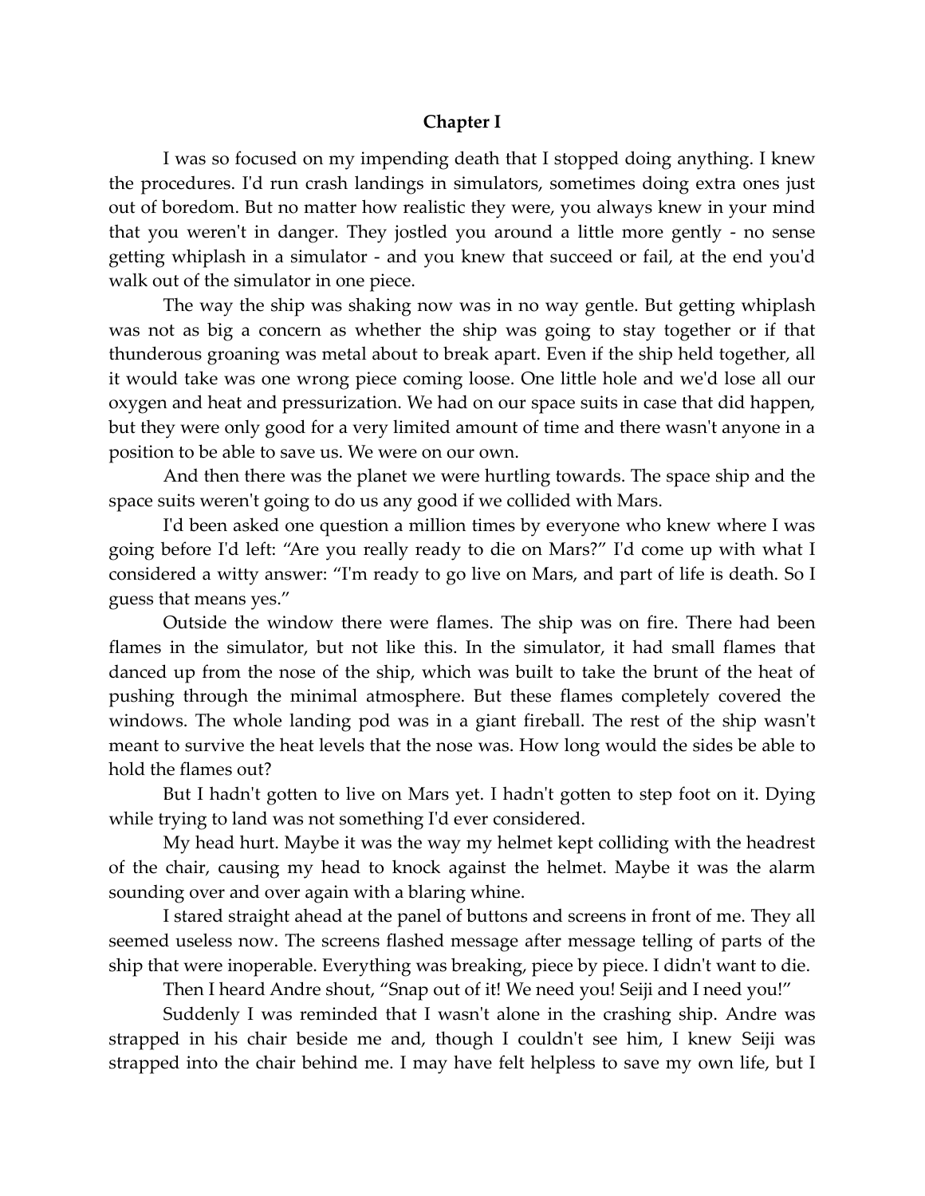# Chapter I

I was so focused on my impending death that I stopped doing anything. I knew the procedures. I'd run crash landings in simulators, sometimes doing extra ones just out of boredom. But no matter how realistic they were, you always knew in your mind that you weren't in danger. They jostled you around a little more gently - no sense getting whiplash in a simulator - and you knew that succeed or fail, at the end you'd walk out of the simulator in one piece.

The way the ship was shaking now was in no way gentle. But getting whiplash was not as big a concern as whether the ship was going to stay together or if that thunderous groaning was metal about to break apart. Even if the ship held together, all it would take was one wrong piece coming loose. One little hole and we'd lose all our oxygen and heat and pressurization. We had on our space suits in case that did happen, but they were only good for a very limited amount of time and there wasn't anyone in a position to be able to save us. We were on our own.

And then there was the planet we were hurtling towards. The space ship and the space suits weren't going to do us any good if we collided with Mars.

I'd been asked one question a million times by everyone who knew where I was going before I'd left: "Are you really ready to die on Mars?" I'd come up with what I considered a witty answer: "I'm ready to go live on Mars, and part of life is death. So I guess that means yes."

Outside the window there were flames. The ship was on fire. There had been flames in the simulator, but not like this. In the simulator, it had small flames that danced up from the nose of the ship, which was built to take the brunt of the heat of pushing through the minimal atmosphere. But these flames completely covered the windows. The whole landing pod was in a giant fireball. The rest of the ship wasn't meant to survive the heat levels that the nose was. How long would the sides be able to hold the flames out?

But I hadn't gotten to live on Mars yet. I hadn't gotten to step foot on it. Dying while trying to land was not something I'd ever considered.

My head hurt. Maybe it was the way my helmet kept colliding with the headrest of the chair, causing my head to knock against the helmet. Maybe it was the alarm sounding over and over again with a blaring whine.

I stared straight ahead at the panel of buttons and screens in front of me. They all seemed useless now. The screens flashed message after message telling of parts of the ship that were inoperable. Everything was breaking, piece by piece. I didn't want to die.

Then I heard Andre shout, "Snap out of it! We need you! Seiji and I need you!"

Suddenly I was reminded that I wasn't alone in the crashing ship. Andre was strapped in his chair beside me and, though I couldn't see him, I knew Seiji was strapped into the chair behind me. I may have felt helpless to save my own life, but I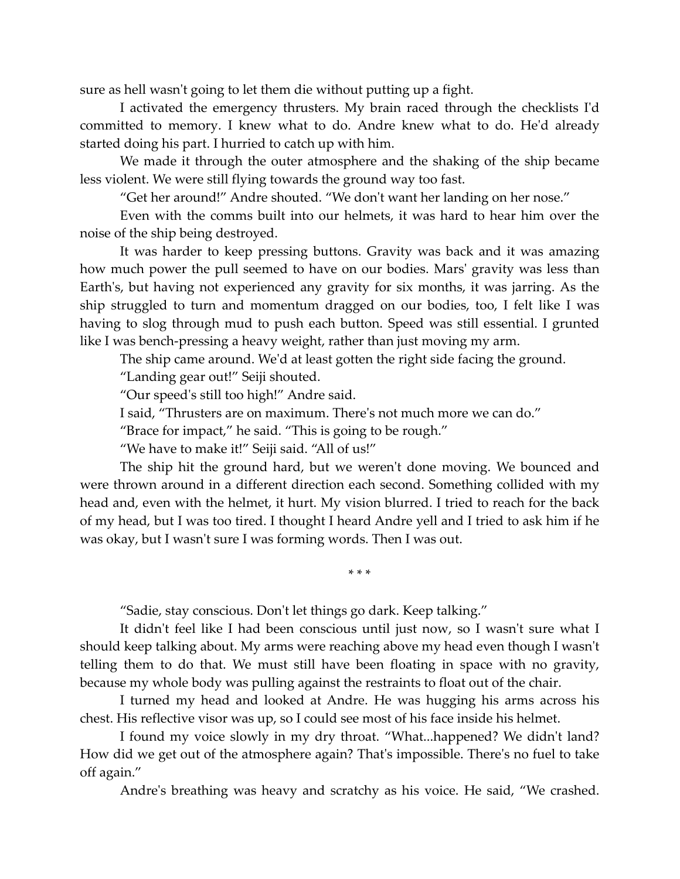sure as hell wasn't going to let them die without putting up a fight.

I activated the emergency thrusters. My brain raced through the checklists I'd committed to memory. I knew what to do. Andre knew what to do. He'd already started doing his part. I hurried to catch up with him.

We made it through the outer atmosphere and the shaking of the ship became less violent. We were still flying towards the ground way too fast.

"Get her around!" Andre shouted. "We don't want her landing on her nose."

Even with the comms built into our helmets, it was hard to hear him over the noise of the ship being destroyed.

It was harder to keep pressing buttons. Gravity was back and it was amazing how much power the pull seemed to have on our bodies. Mars' gravity was less than Earth's, but having not experienced any gravity for six months, it was jarring. As the ship struggled to turn and momentum dragged on our bodies, too, I felt like I was having to slog through mud to push each button. Speed was still essential. I grunted like I was bench-pressing a heavy weight, rather than just moving my arm.

The ship came around. We'd at least gotten the right side facing the ground.

"Landing gear out!" Seiji shouted.

"Our speed's still too high!" Andre said.

I said, "Thrusters are on maximum. There's not much more we can do."

"Brace for impact," he said. "This is going to be rough."

"We have to make it!" Seiji said. "All of us!"

The ship hit the ground hard, but we weren't done moving. We bounced and were thrown around in a different direction each second. Something collided with my head and, even with the helmet, it hurt. My vision blurred. I tried to reach for the back of my head, but I was too tired. I thought I heard Andre yell and I tried to ask him if he was okay, but I wasn't sure I was forming words. Then I was out.

\* \* \*

"Sadie, stay conscious. Don't let things go dark. Keep talking."

It didn't feel like I had been conscious until just now, so I wasn't sure what I should keep talking about. My arms were reaching above my head even though I wasn't telling them to do that. We must still have been floating in space with no gravity, because my whole body was pulling against the restraints to float out of the chair.

I turned my head and looked at Andre. He was hugging his arms across his chest. His reflective visor was up, so I could see most of his face inside his helmet.

I found my voice slowly in my dry throat. "What...happened? We didn't land? How did we get out of the atmosphere again? That's impossible. There's no fuel to take off again."

Andre's breathing was heavy and scratchy as his voice. He said, "We crashed.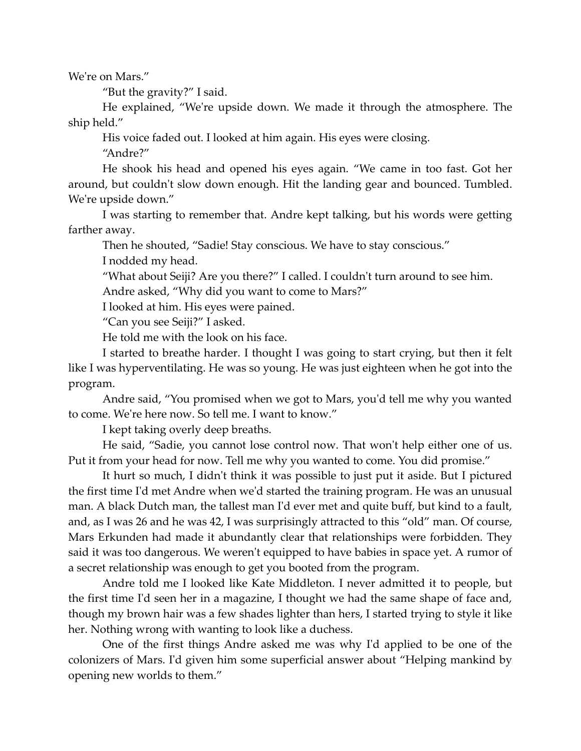We're on Mars."

"But the gravity?" I said.

He explained, "We're upside down. We made it through the atmosphere. The ship held."

His voice faded out. I looked at him again. His eyes were closing.

"Andre?"

He shook his head and opened his eyes again. "We came in too fast. Got her around, but couldn't slow down enough. Hit the landing gear and bounced. Tumbled. We're upside down."

I was starting to remember that. Andre kept talking, but his words were getting farther away.

Then he shouted, "Sadie! Stay conscious. We have to stay conscious."

I nodded my head.

"What about Seiji? Are you there?" I called. I couldn't turn around to see him.

Andre asked, "Why did you want to come to Mars?"

I looked at him. His eyes were pained.

"Can you see Seiji?" I asked.

He told me with the look on his face.

I started to breathe harder. I thought I was going to start crying, but then it felt like I was hyperventilating. He was so young. He was just eighteen when he got into the program.

Andre said, "You promised when we got to Mars, you'd tell me why you wanted to come. We're here now. So tell me. I want to know."

I kept taking overly deep breaths.

He said, "Sadie, you cannot lose control now. That won't help either one of us. Put it from your head for now. Tell me why you wanted to come. You did promise."

It hurt so much, I didn't think it was possible to just put it aside. But I pictured the first time I'd met Andre when we'd started the training program. He was an unusual man. A black Dutch man, the tallest man I'd ever met and quite buff, but kind to a fault, and, as I was 26 and he was 42, I was surprisingly attracted to this "old" man. Of course, Mars Erkunden had made it abundantly clear that relationships were forbidden. They said it was too dangerous. We weren't equipped to have babies in space yet. A rumor of a secret relationship was enough to get you booted from the program.

Andre told me I looked like Kate Middleton. I never admitted it to people, but the first time I'd seen her in a magazine, I thought we had the same shape of face and, though my brown hair was a few shades lighter than hers, I started trying to style it like her. Nothing wrong with wanting to look like a duchess.

One of the first things Andre asked me was why I'd applied to be one of the colonizers of Mars. I'd given him some superficial answer about "Helping mankind by opening new worlds to them."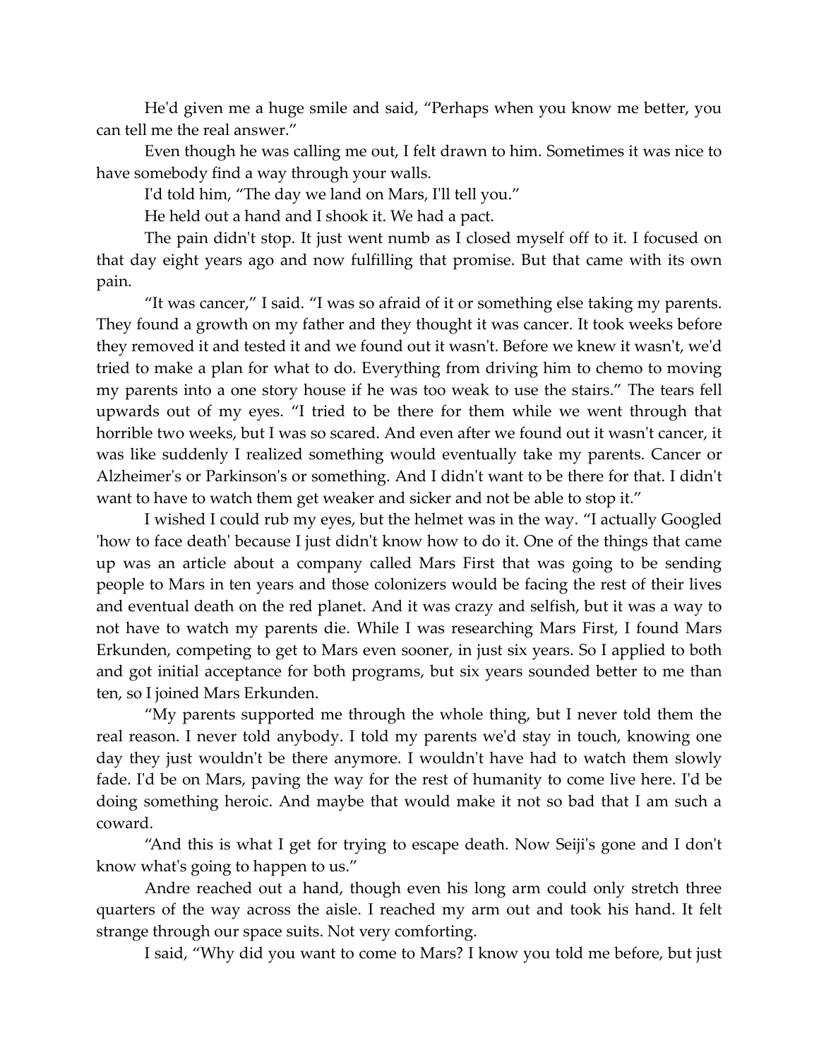He'd given me a huge smile and said, "Perhaps when you know me better, you can tell me the real answer."

Even though he was calling me out, I felt drawn to him. Sometimes it was nice to have somebody find a way through your walls.

I'd told him, "The day we land on Mars, I'll tell you."

He held out a hand and I shook it. We had a pact.

The pain didn't stop. It just went numb as I closed myself off to it. I focused on that day eight years ago and now fulfilling that promise. But that came with its own pain.

"It was cancer," I said. "I was so afraid of it or something else taking my parents. They found a growth on my father and they thought it was cancer. It took weeks before they removed it and tested it and we found out it wasn't. Before we knew it wasn't, we'd tried to make a plan for what to do. Everything from driving him to chemo to moving my parents into a one story house if he was too weak to use the stairs." The tears fell upwards out of my eyes. "I tried to be there for them while we went through that horrible two weeks, but I was so scared. And even after we found out it wasn't cancer, it was like suddenly I realized something would eventually take my parents. Cancer or Alzheimer's or Parkinson's or something. And I didn't want to be there for that. I didn't want to have to watch them get weaker and sicker and not be able to stop it."

I wished I could rub my eyes, but the helmet was in the way. "I actually Googled 'how to face death' because I just didn't know how to do it. One of the things that came up was an article about a company called Mars First that was going to be sending people to Mars in ten years and those colonizers would be facing the rest of their lives and eventual death on the red planet. And it was crazy and selfish, but it was a way to not have to watch my parents die. While I was researching Mars First, I found Mars Erkunden, competing to get to Mars even sooner, in just six years. So I applied to both and got initial acceptance for both programs, but six years sounded better to me than ten, so I joined Mars Erkunden.

"My parents supported me through the whole thing, but I never told them the real reason. I never told anybody. I told my parents we'd stay in touch, knowing one day they just wouldn't be there anymore. I wouldn't have had to watch them slowly fade. I'd be on Mars, paving the way for the rest of humanity to come live here. I'd be doing something heroic. And maybe that would make it not so bad that I am such a coward.

"And this is what I get for trying to escape death. Now Seiji's gone and I don't know what's going to happen to us."

Andre reached out a hand, though even his long arm could only stretch three quarters of the way across the aisle. I reached my arm out and took his hand. It felt strange through our space suits. Not very comforting.

I said, "Why did you want to come to Mars? I know you told me before, but just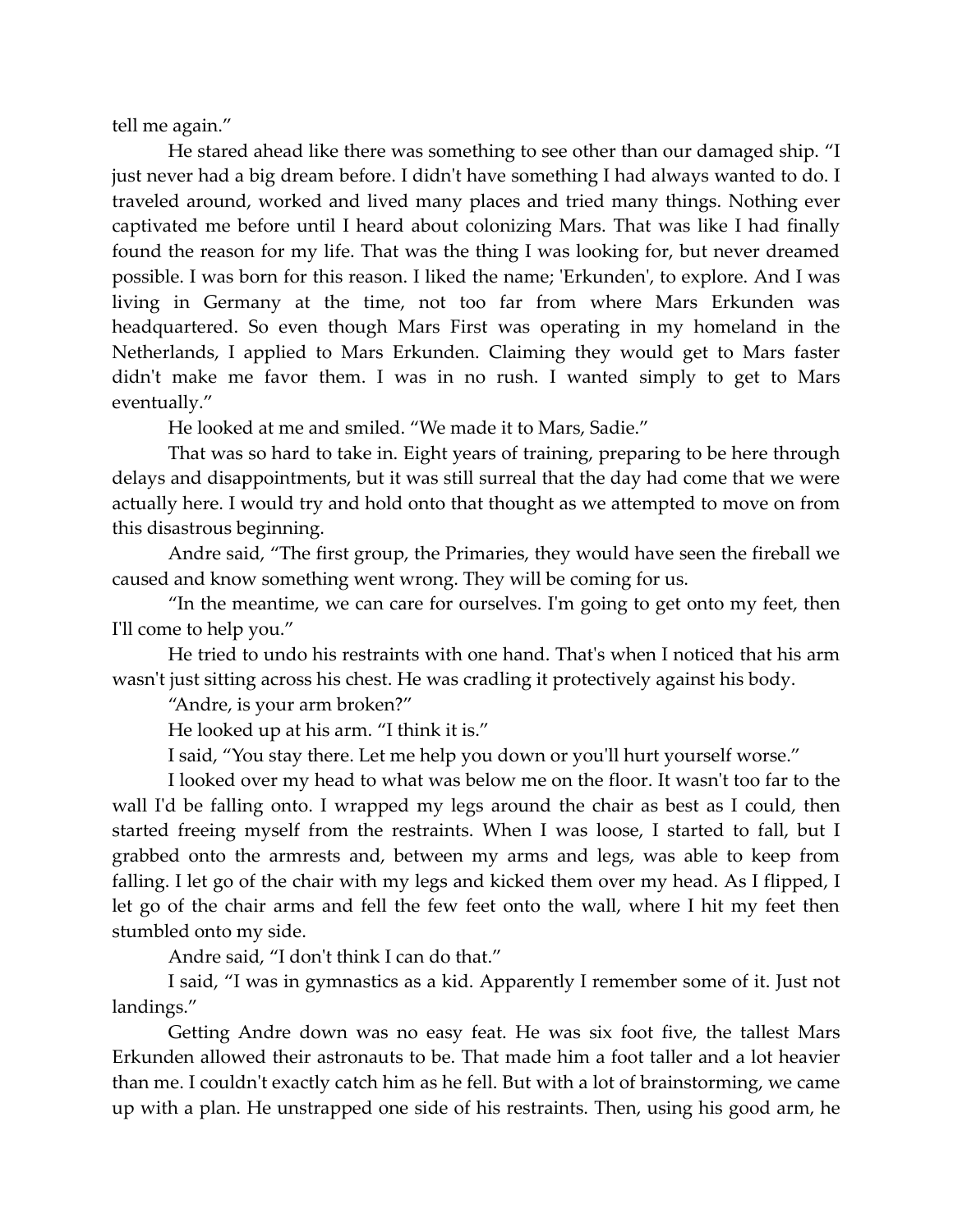tell me again."

He stared ahead like there was something to see other than our damaged ship. "I just never had a big dream before. I didn't have something I had always wanted to do. I traveled around, worked and lived many places and tried many things. Nothing ever captivated me before until I heard about colonizing Mars. That was like I had finally found the reason for my life. That was the thing I was looking for, but never dreamed possible. I was born for this reason. I liked the name; 'Erkunden', to explore. And I was living in Germany at the time, not too far from where Mars Erkunden was headquartered. So even though Mars First was operating in my homeland in the Netherlands, I applied to Mars Erkunden. Claiming they would get to Mars faster didn't make me favor them. I was in no rush. I wanted simply to get to Mars eventually."

He looked at me and smiled. "We made it to Mars, Sadie."

That was so hard to take in. Eight years of training, preparing to be here through delays and disappointments, but it was still surreal that the day had come that we were actually here. I would try and hold onto that thought as we attempted to move on from this disastrous beginning.

Andre said, "The first group, the Primaries, they would have seen the fireball we caused and know something went wrong. They will be coming for us.

"In the meantime, we can care for ourselves. I'm going to get onto my feet, then I'll come to help you."

He tried to undo his restraints with one hand. That's when I noticed that his arm wasn't just sitting across his chest. He was cradling it protectively against his body.

"Andre, is your arm broken?"

He looked up at his arm. "I think it is."

I said, "You stay there. Let me help you down or you'll hurt yourself worse."

I looked over my head to what was below me on the floor. It wasn't too far to the wall I'd be falling onto. I wrapped my legs around the chair as best as I could, then started freeing myself from the restraints. When I was loose, I started to fall, but I grabbed onto the armrests and, between my arms and legs, was able to keep from falling. I let go of the chair with my legs and kicked them over my head. As I flipped, I let go of the chair arms and fell the few feet onto the wall, where I hit my feet then stumbled onto my side.

Andre said, "I don't think I can do that."

I said, "I was in gymnastics as a kid. Apparently I remember some of it. Just not landings."

Getting Andre down was no easy feat. He was six foot five, the tallest Mars Erkunden allowed their astronauts to be. That made him a foot taller and a lot heavier than me. I couldn't exactly catch him as he fell. But with a lot of brainstorming, we came up with a plan. He unstrapped one side of his restraints. Then, using his good arm, he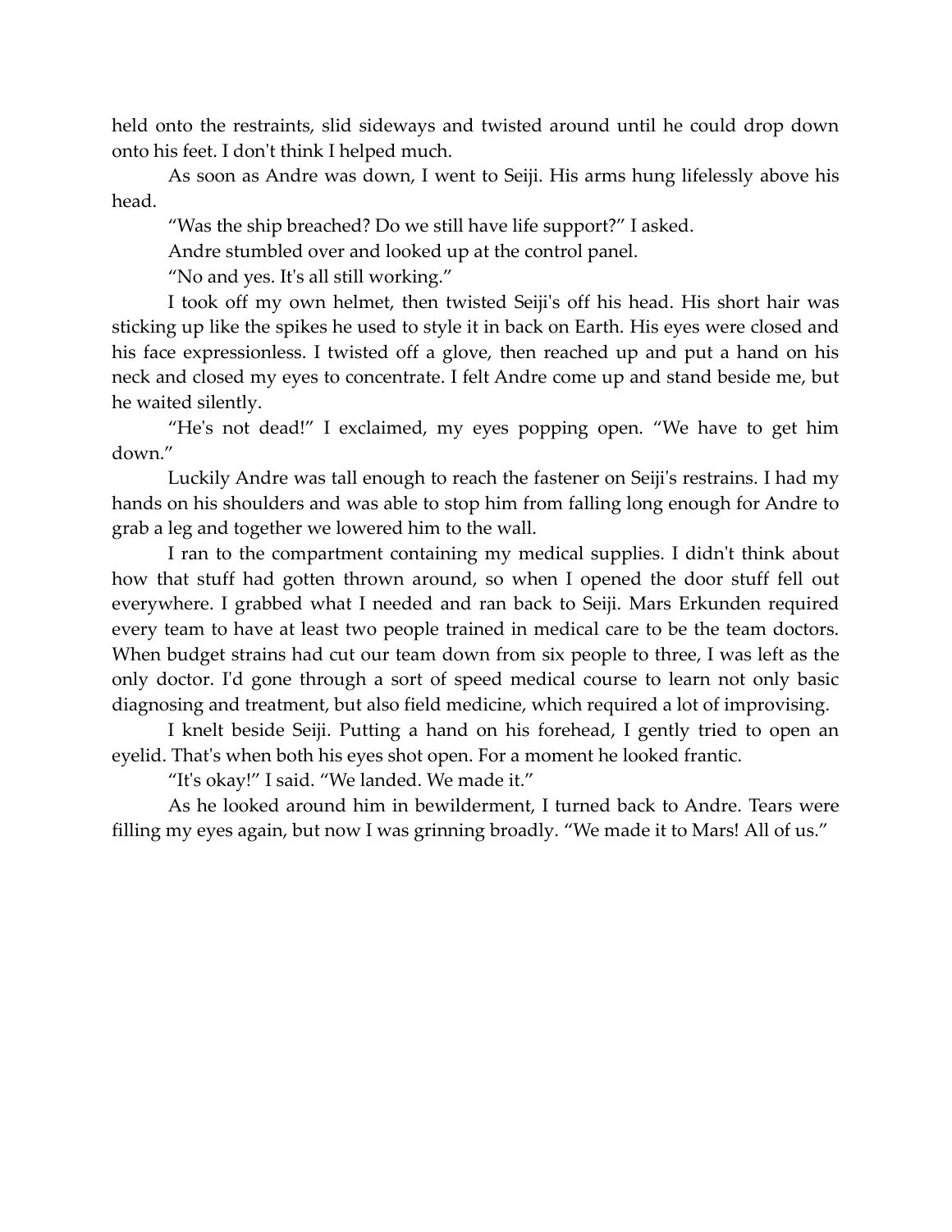held onto the restraints, slid sideways and twisted around until he could drop down onto his feet. I don't think I helped much.

As soon as Andre was down, I went to Seiji. His arms hung lifelessly above his head.

“Was the ship breached? Do we still have life support?” I asked.

Andre stumbled over and looked up at the control panel.

“No and yes. It's all still working.”

I took off my own helmet, then twisted Seiji's off his head. His short hair was sticking up like the spikes he used to style it in back on Earth. His eyes were closed and his face expressionless. I twisted off a glove, then reached up and put a hand on his neck and closed my eyes to concentrate. I felt Andre come up and stand beside me, but he waited silently.

“He's not dead!” I exclaimed, my eyes popping open. “We have to get him down.”

Luckily Andre was tall enough to reach the fastener on Seiji's restrains. I had my hands on his shoulders and was able to stop him from falling long enough for Andre to grab a leg and together we lowered him to the wall.

I ran to the compartment containing my medical supplies. I didn't think about how that stuff had gotten thrown around, so when I opened the door stuff fell out everywhere. I grabbed what I needed and ran back to Seiji. Mars Erkunden required every team to have at least two people trained in medical care to be the team doctors. When budget strains had cut our team down from six people to three, I was left as the only doctor. I'd gone through a sort of speed medical course to learn not only basic diagnosing and treatment, but also field medicine, which required a lot of improvising.

I knelt beside Seiji. Putting a hand on his forehead, I gently tried to open an eyelid. That's when both his eyes shot open. For a moment he looked frantic.

“It's okay!” I said. “We landed. We made it.”

As he looked around him in bewilderment, I turned back to Andre. Tears were filling my eyes again, but now I was grinning broadly. “We made it to Mars! All of us.”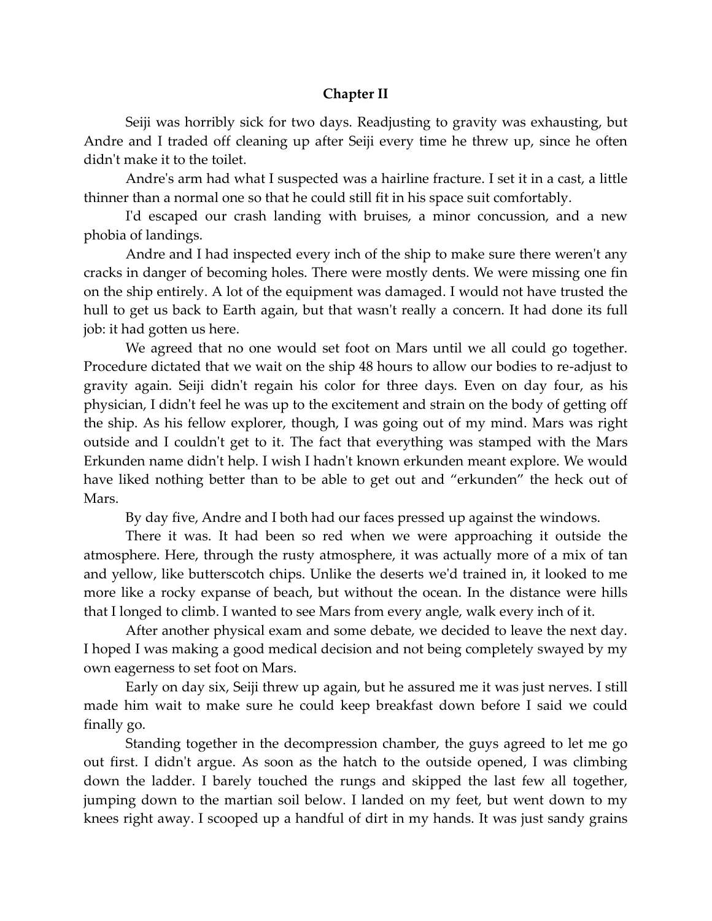## Chapter II

Seiji was horribly sick for two days. Readjusting to gravity was exhausting, but Andre and I traded off cleaning up after Seiji every time he threw up, since he often didn't make it to the toilet.

Andre's arm had what I suspected was a hairline fracture. I set it in a cast, a little thinner than a normal one so that he could still fit in his space suit comfortably.

I'd escaped our crash landing with bruises, a minor concussion, and a new phobia of landings.

Andre and I had inspected every inch of the ship to make sure there weren't any cracks in danger of becoming holes. There were mostly dents. We were missing one fin on the ship entirely. A lot of the equipment was damaged. I would not have trusted the hull to get us back to Earth again, but that wasn't really a concern. It had done its full job: it had gotten us here.

We agreed that no one would set foot on Mars until we all could go together. Procedure dictated that we wait on the ship 48 hours to allow our bodies to re-adjust to gravity again. Seiji didn't regain his color for three days. Even on day four, as his physician, I didn't feel he was up to the excitement and strain on the body of getting off the ship. As his fellow explorer, though, I was going out of my mind. Mars was right outside and I couldn't get to it. The fact that everything was stamped with the Mars Erkunden name didn't help. I wish I hadn't known erkunden meant explore. We would have liked nothing better than to be able to get out and "erkunden" the heck out of Mars.

By day five, Andre and I both had our faces pressed up against the windows.

There it was. It had been so red when we were approaching it outside the atmosphere. Here, through the rusty atmosphere, it was actually more of a mix of tan and yellow, like butterscotch chips. Unlike the deserts we'd trained in, it looked to me more like a rocky expanse of beach, but without the ocean. In the distance were hills that I longed to climb. I wanted to see Mars from every angle, walk every inch of it.

After another physical exam and some debate, we decided to leave the next day. I hoped I was making a good medical decision and not being completely swayed by my own eagerness to set foot on Mars.

Early on day six, Seiji threw up again, but he assured me it was just nerves. I still made him wait to make sure he could keep breakfast down before I said we could finally go.

Standing together in the decompression chamber, the guys agreed to let me go out first. I didn't argue. As soon as the hatch to the outside opened, I was climbing down the ladder. I barely touched the rungs and skipped the last few all together, jumping down to the martian soil below. I landed on my feet, but went down to my knees right away. I scooped up a handful of dirt in my hands. It was just sandy grains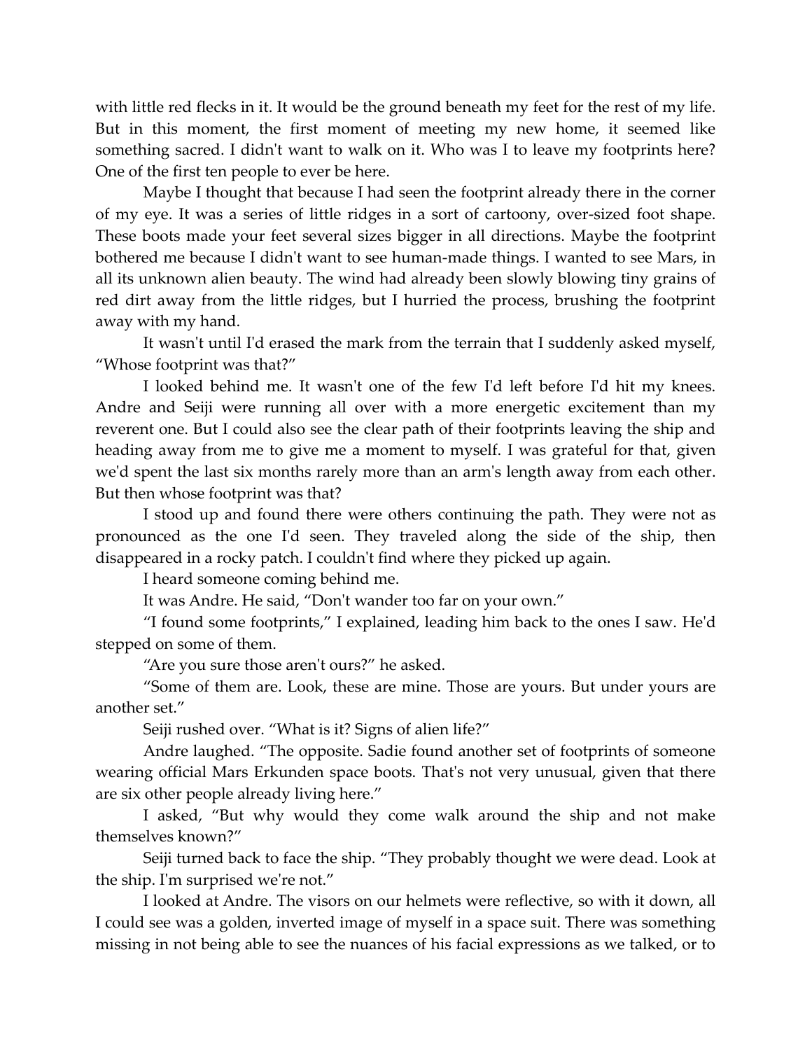with little red flecks in it. It would be the ground beneath my feet for the rest of my life. But in this moment, the first moment of meeting my new home, it seemed like something sacred. I didn't want to walk on it. Who was I to leave my footprints here? One of the first ten people to ever be here.

Maybe I thought that because I had seen the footprint already there in the corner of my eye. It was a series of little ridges in a sort of cartoony, over-sized foot shape. These boots made your feet several sizes bigger in all directions. Maybe the footprint bothered me because I didn't want to see human-made things. I wanted to see Mars, in all its unknown alien beauty. The wind had already been slowly blowing tiny grains of red dirt away from the little ridges, but I hurried the process, brushing the footprint away with my hand.

It wasn't until I'd erased the mark from the terrain that I suddenly asked myself, "Whose footprint was that?"

I looked behind me. It wasn't one of the few I'd left before I'd hit my knees. Andre and Seiji were running all over with a more energetic excitement than my reverent one. But I could also see the clear path of their footprints leaving the ship and heading away from me to give me a moment to myself. I was grateful for that, given we'd spent the last six months rarely more than an arm's length away from each other. But then whose footprint was that?

I stood up and found there were others continuing the path. They were not as pronounced as the one I'd seen. They traveled along the side of the ship, then disappeared in a rocky patch. I couldn't find where they picked up again.

I heard someone coming behind me.

It was Andre. He said, "Don't wander too far on your own."

"I found some footprints," I explained, leading him back to the ones I saw. He'd stepped on some of them.

"Are you sure those aren't ours?" he asked.

"Some of them are. Look, these are mine. Those are yours. But under yours are another set."

Seiji rushed over. "What is it? Signs of alien life?"

Andre laughed. "The opposite. Sadie found another set of footprints of someone wearing official Mars Erkunden space boots. That's not very unusual, given that there are six other people already living here."

I asked, "But why would they come walk around the ship and not make themselves known?"

Seiji turned back to face the ship. "They probably thought we were dead. Look at the ship. I'm surprised we're not."

I looked at Andre. The visors on our helmets were reflective, so with it down, all I could see was a golden, inverted image of myself in a space suit. There was something missing in not being able to see the nuances of his facial expressions as we talked, or to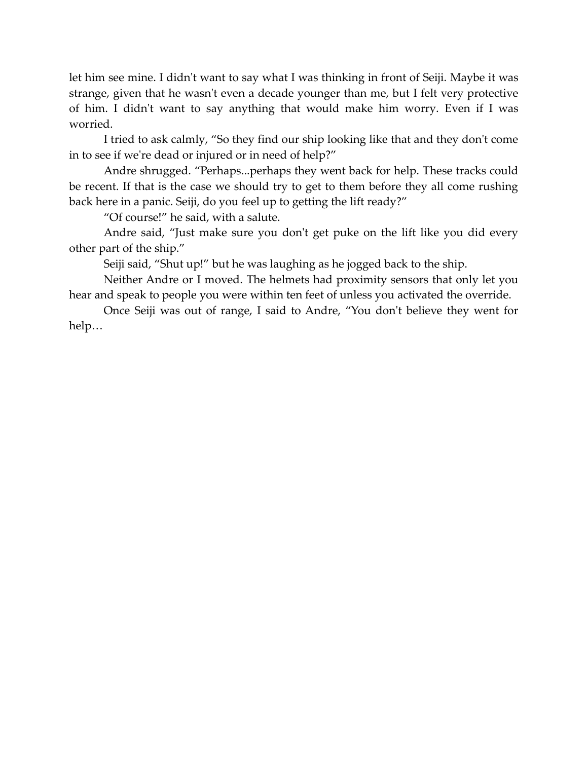let him see mine. I didn't want to say what I was thinking in front of Seiji. Maybe it was strange, given that he wasn't even a decade younger than me, but I felt very protective of him. I didn't want to say anything that would make him worry. Even if I was worried.

I tried to ask calmly, "So they find our ship looking like that and they don't come in to see if we're dead or injured or in need of help?"

Andre shrugged. "Perhaps...perhaps they went back for help. These tracks could be recent. If that is the case we should try to get to them before they all come rushing back here in a panic. Seiji, do you feel up to getting the lift ready?"

"Of course!" he said, with a salute.

Andre said, "Just make sure you don't get puke on the lift like you did every other part of the ship."

Seiji said, "Shut up!" but he was laughing as he jogged back to the ship.

Neither Andre or I moved. The helmets had proximity sensors that only let you hear and speak to people you were within ten feet of unless you activated the override.

Once Seiji was out of range, I said to Andre, "You don't believe they went for help…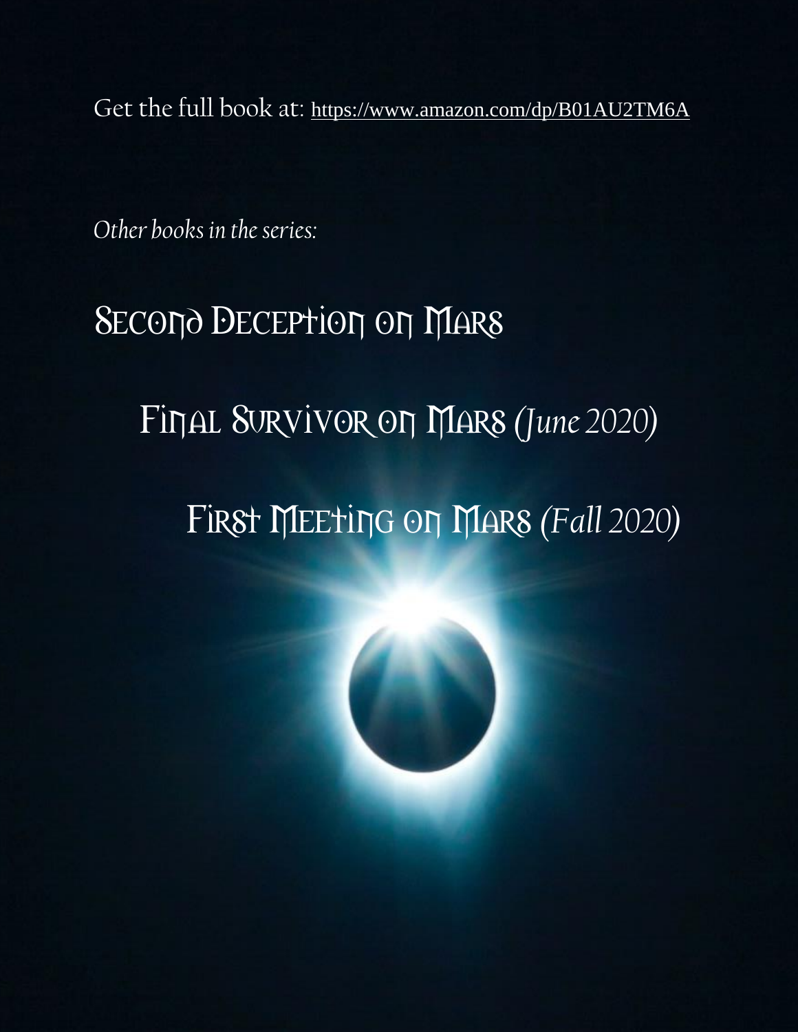Get the full book at: https://www.amazon.com/dp/B01AU2TM6A

*Other books in the series:*

## Second Deception on Mars

## Final Survivor on Mars *(June 2020)*

## First Meeting on Mars *(Fall 2020)*